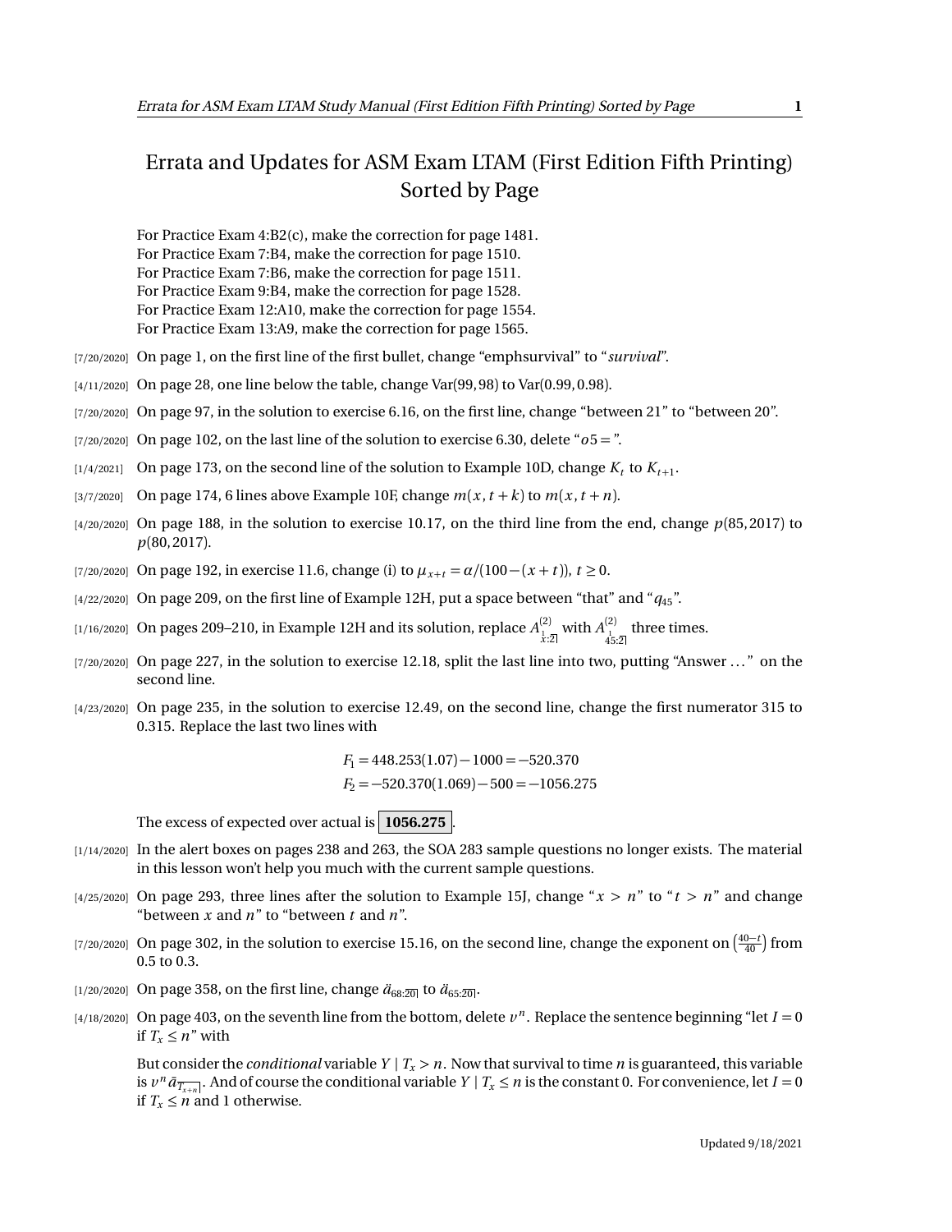# Errata and Updates for ASM Exam LTAM (First Edition Fifth Printing) Sorted by Page

For Practice Exam 4:B2(c), make the correction for page 1481.
For Practice Exam 7:B4, make the correction for page 1510.
For Practice Exam 7:B6, make the correction for page 1511.
For Practice Exam 9:B4, make the correction for page 1528.
For Practice Exam 12:A10, make the correction for page 1554.
For Practice Exam 13:A9, make the correction for page 1565.

[7/20/2020] On page 1, on the first line of the first bullet, change "emphsurvival" to "*survival*".

[4/11/2020] On page 28, one line below the table, change Var(99, 98) to Var(0.99, 0.98).

[7/20/2020] On page 97, in the solution to exercise 6.16, on the first line, change "between 21" to "between 20".

[7/20/2020] On page 102, on the last line of the solution to exercise 6.30, delete "$o5 =$".

[1/4/2021] On page 173, on the second line of the solution to Example 10D, change $K_t$ to $K_{t+1}$.

[3/7/2020] On page 174, 6 lines above Example 10F, change $m(x, t+k)$ to $m(x, t+n)$.

[4/20/2020] On page 188, in the solution to exercise 10.17, on the third line from the end, change $p(85, 2017)$ to $p(80, 2017)$.

[7/20/2020] On page 192, in exercise 11.6, change (i) to $\mu_{x+t} = \alpha/(100-(x+t))$, $t \geq 0$.

[4/22/2020] On page 209, on the first line of Example 12H, put a space between "that" and "$q_{45}$".

[1/16/2020] On pages 209–210, in Example 12H and its solution, replace $A^{(2)}_{\substack{1\\x:\overline{2}|}}$ with $A^{(2)}_{\substack{1\\45:\overline{2}|}}$ three times.

[7/20/2020] On page 227, in the solution to exercise 12.18, split the last line into two, putting "Answer ..." on the second line.

[4/23/2020] On page 235, in the solution to exercise 12.49, on the second line, change the first numerator 315 to 0.315. Replace the last two lines with

$$F_1 = 448.253(1.07) - 1000 = -520.370$$
$$F_2 = -520.370(1.069) - 500 = -1056.275$$

The excess of expected over actual is $\boxed{\mathbf{1056.275}}$.

[1/14/2020] In the alert boxes on pages 238 and 263, the SOA 283 sample questions no longer exists. The material in this lesson won't help you much with the current sample questions.

[4/25/2020] On page 293, three lines after the solution to Example 15J, change "$x > n$" to "$t > n$" and change "between $x$ and $n$" to "between $t$ and $n$".

[7/20/2020] On page 302, in the solution to exercise 15.16, on the second line, change the exponent on $\left(\frac{40-t}{40}\right)$ from 0.5 to 0.3.

[1/20/2020] On page 358, on the first line, change $\ddot{a}_{68:\overline{20}|}$ to $\ddot{a}_{65:\overline{20}|}$.

[4/18/2020] On page 403, on the seventh line from the bottom, delete $v^n$. Replace the sentence beginning "let $I = 0$ if $T_x \leq n$" with

But consider the *conditional* variable $Y \mid T_x > n$. Now that survival to time $n$ is guaranteed, this variable is $v^n \bar{a}_{\overline{T_{x+n}}|}$. And of course the conditional variable $Y \mid T_x \leq n$ is the constant 0. For convenience, let $I = 0$ if $T_x \leq n$ and 1 otherwise.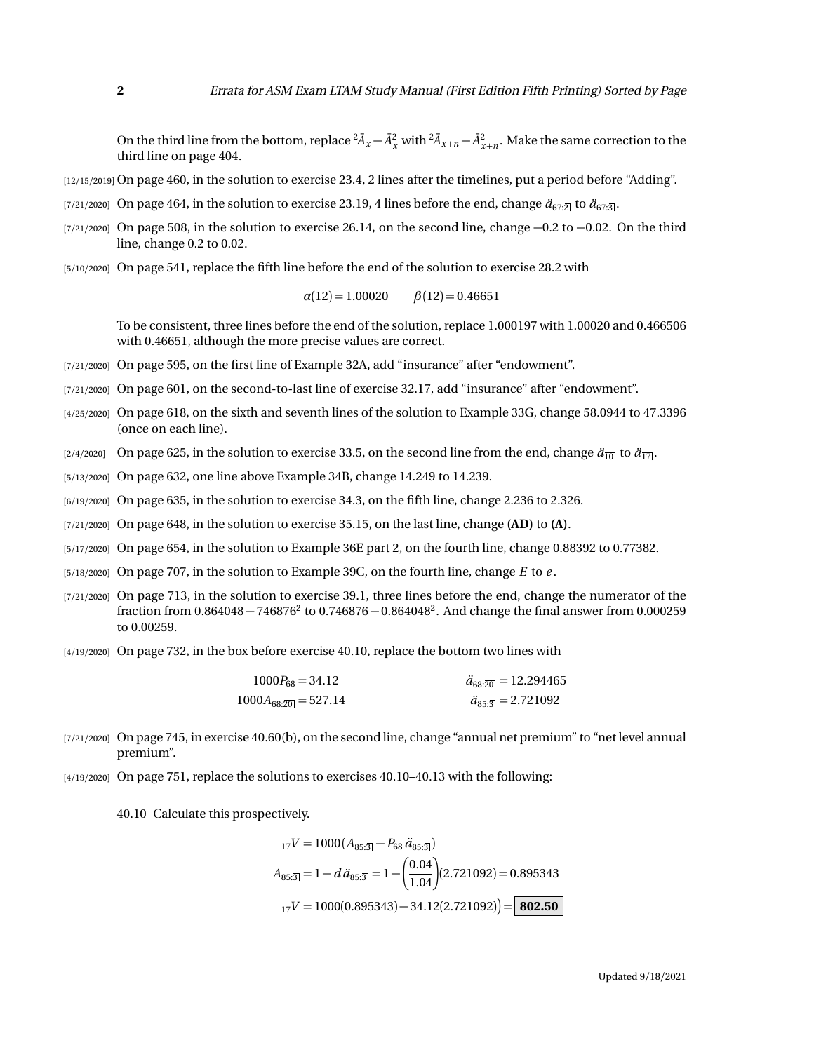On the third line from the bottom, replace ${}^2\bar{A}_x - \bar{A}_x^2$ with ${}^2\bar{A}_{x+n} - \bar{A}_{x+n}^2$. Make the same correction to the third line on page 404.

[12/15/2019] On page 460, in the solution to exercise 23.4, 2 lines after the timelines, put a period before "Adding".

[7/21/2020] On page 464, in the solution to exercise 23.19, 4 lines before the end, change $\ddot{a}_{67:\overline{2}|}$ to $\ddot{a}_{67:\overline{3}|}$.

[7/21/2020] On page 508, in the solution to exercise 26.14, on the second line, change −0.2 to −0.02. On the third line, change 0.2 to 0.02.

[5/10/2020] On page 541, replace the fifth line before the end of the solution to exercise 28.2 with

$$\alpha(12) = 1.00020 \qquad \beta(12) = 0.46651$$

To be consistent, three lines before the end of the solution, replace 1.000197 with 1.00020 and 0.466506 with 0.46651, although the more precise values are correct.

[7/21/2020] On page 595, on the first line of Example 32A, add "insurance" after "endowment".

[7/21/2020] On page 601, on the second-to-last line of exercise 32.17, add "insurance" after "endowment".

[4/25/2020] On page 618, on the sixth and seventh lines of the solution to Example 33G, change 58.0944 to 47.3396 (once on each line).

[2/4/2020] On page 625, in the solution to exercise 33.5, on the second line from the end, change $\ddot{a}_{\overline{10}|}$ to $\ddot{a}_{\overline{17}|}$.

[5/13/2020] On page 632, one line above Example 34B, change 14.249 to 14.239.

[6/19/2020] On page 635, in the solution to exercise 34.3, on the fifth line, change 2.236 to 2.326.

[7/21/2020] On page 648, in the solution to exercise 35.15, on the last line, change **(AD)** to **(A)**.

[5/17/2020] On page 654, in the solution to Example 36E part 2, on the fourth line, change 0.88392 to 0.77382.

[5/18/2020] On page 707, in the solution to Example 39C, on the fourth line, change $E$ to $e$.

[7/21/2020] On page 713, in the solution to exercise 39.1, three lines before the end, change the numerator of the fraction from $0.864048 - 746876^2$ to $0.746876 - 0.864048^2$. And change the final answer from 0.000259 to 0.00259.

[4/19/2020] On page 732, in the box before exercise 40.10, replace the bottom two lines with

$$1000P_{68} = 34.12 \qquad \ddot{a}_{68:\overline{20}|} = 12.294465$$
$$1000A_{68:\overline{20}|} = 527.14 \qquad \ddot{a}_{85:\overline{3}|} = 2.721092$$

[7/21/2020] On page 745, in exercise 40.60(b), on the second line, change "annual net premium" to "net level annual premium".

[4/19/2020] On page 751, replace the solutions to exercises 40.10–40.13 with the following:

40.10 Calculate this prospectively.

$$_{17}V = 1000(A_{85:\overline{3}|} - P_{68}\,\ddot{a}_{85:\overline{3}|})$$
$$A_{85:\overline{3}|} = 1 - d\,\ddot{a}_{85:\overline{3}|} = 1 - \left(\frac{0.04}{1.04}\right)(2.721092) = 0.895343$$
$$_{17}V = 1000(0.895343) - 34.12(2.721092)\big) = \boxed{\mathbf{802.50}}$$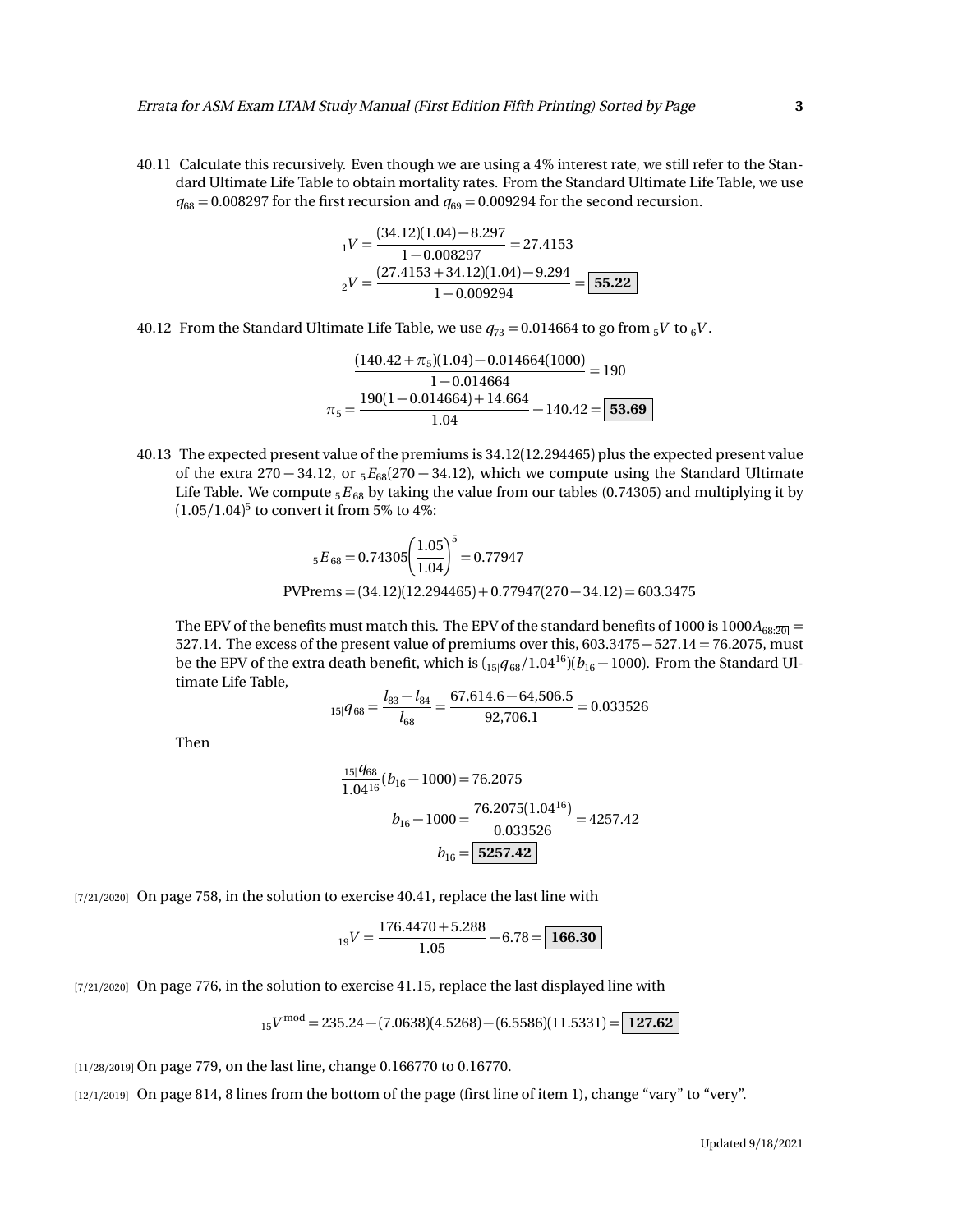40.11 Calculate this recursively. Even though we are using a 4% interest rate, we still refer to the Standard Ultimate Life Table to obtain mortality rates. From the Standard Ultimate Life Table, we use $q_{68} = 0.008297$ for the first recursion and $q_{69} = 0.009294$ for the second recursion.

$$
\begin{aligned}
{}_1V &= \frac{(34.12)(1.04) - 8.297}{1 - 0.008297} = 27.4153 \\
{}_2V &= \frac{(27.4153 + 34.12)(1.04) - 9.294}{1 - 0.009294} = \boxed{\mathbf{55.22}}
\end{aligned}
$$

40.12 From the Standard Ultimate Life Table, we use $q_{73} = 0.014664$ to go from ${}_5V$ to ${}_6V$.

$$
\begin{aligned}
\frac{(140.42 + \pi_5)(1.04) - 0.014664(1000)}{1 - 0.014664} &= 190 \\
\pi_5 = \frac{190(1 - 0.014664) + 14.664}{1.04} - 140.42 &= \boxed{\mathbf{53.69}}
\end{aligned}
$$

40.13 The expected present value of the premiums is 34.12(12.294465) plus the expected present value of the extra $270 - 34.12$, or ${}_5E_{68}(270 - 34.12)$, which we compute using the Standard Ultimate Life Table. We compute ${}_5E_{68}$ by taking the value from our tables (0.74305) and multiplying it by $(1.05/1.04)^5$ to convert it from 5% to 4%:

$$
{}_5E_{68} = 0.74305\left(\frac{1.05}{1.04}\right)^5 = 0.77947
$$

$$
\text{PVPrems} = (34.12)(12.294465) + 0.77947(270 - 34.12) = 603.3475
$$

The EPV of the benefits must match this. The EPV of the standard benefits of 1000 is $1000A_{68:\overline{20|}} = 527.14$. The excess of the present value of premiums over this, $603.3475 - 527.14 = 76.2075$, must be the EPV of the extra death benefit, which is $({}_{15|}q_{68}/1.04^{16})(b_{16} - 1000)$. From the Standard Ultimate Life Table,

$$
{}_{15|}q_{68} = \frac{l_{83} - l_{84}}{l_{68}} = \frac{67{,}614.6 - 64{,}506.5}{92{,}706.1} = 0.033526
$$

Then

$$
\begin{aligned}
\frac{{}_{15|}q_{68}}{1.04^{16}}(b_{16} - 1000) &= 76.2075 \\
b_{16} - 1000 &= \frac{76.2075(1.04^{16})}{0.033526} = 4257.42 \\
b_{16} &= \boxed{\mathbf{5257.42}}
\end{aligned}
$$

[7/21/2020] On page 758, in the solution to exercise 40.41, replace the last line with

$$
{}_{19}V = \frac{176.4470 + 5.288}{1.05} - 6.78 = \boxed{\mathbf{166.30}}
$$

[7/21/2020] On page 776, in the solution to exercise 41.15, replace the last displayed line with

$$
{}_{15}V^{\text{mod}} = 235.24 - (7.0638)(4.5268) - (6.5586)(11.5331) = \boxed{\mathbf{127.62}}
$$

[11/28/2019] On page 779, on the last line, change 0.166770 to 0.16770.

[12/1/2019] On page 814, 8 lines from the bottom of the page (first line of item 1), change "vary" to "very".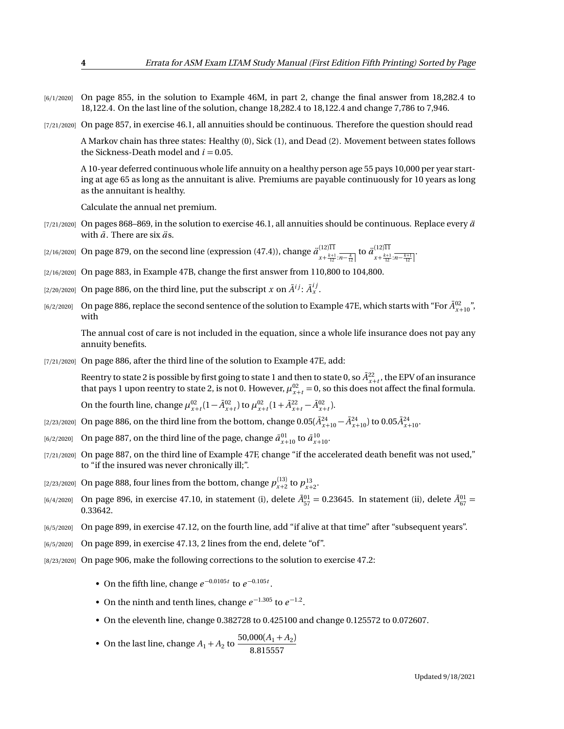[6/1/2020] On page 855, in the solution to Example 46M, in part 2, change the final answer from 18,282.4 to 18,122.4. On the last line of the solution, change 18,282.4 to 18,122.4 and change 7,786 to 7,946.

[7/21/2020] On page 857, in exercise 46.1, all annuities should be continuous. Therefore the question should read

> A Markov chain has three states: Healthy (0), Sick (1), and Dead (2). Movement between states follows the Sickness-Death model and $i = 0.05$.
>
> A 10-year deferred continuous whole life annuity on a healthy person age 55 pays 10,000 per year starting at age 65 as long as the annuitant is alive. Premiums are payable continuously for 10 years as long as the annuitant is healthy.
>
> Calculate the annual net premium.

[7/21/2020] On pages 868–869, in the solution to exercise 46.1, all annuities should be continuous. Replace every $\ddot{a}$ with $\bar{a}$. There are six $\ddot{a}$s.

[2/16/2020] On page 879, on the second line (expression (47.4)), change $\ddot{a}^{(12)\overline{11}}_{x+\frac{k+1}{12}:\overline{n-\frac{k}{12}}|}$ to $\ddot{a}^{(12)\overline{11}}_{x+\frac{k+1}{12}:\overline{n-\frac{k+1}{12}}|}$.

[2/16/2020] On page 883, in Example 47B, change the first answer from 110,800 to 104,800.

[2/20/2020] On page 886, on the third line, put the subscript $x$ on $\bar{A}^{ij}$: $\bar{A}^{ij}_x$.

[6/2/2020] On page 886, replace the second sentence of the solution to Example 47E, which starts with "For $\bar{A}^{02}_{x+10}$", with

> The annual cost of care is not included in the equation, since a whole life insurance does not pay any annuity benefits.

[7/21/2020] On page 886, after the third line of the solution to Example 47E, add:

> Reentry to state 2 is possible by first going to state 1 and then to state 0, so $\bar{A}^{22}_{x+t}$, the EPV of an insurance that pays 1 upon reentry to state 2, is not 0. However, $\mu^{02}_{x+t} = 0$, so this does not affect the final formula.

On the fourth line, change $\mu^{02}_{x+t}(1 - \bar{A}^{02}_{x+t})$ to $\mu^{02}_{x+t}(1 + \bar{A}^{22}_{x+t} - \bar{A}^{02}_{x+t})$.

[2/23/2020] On page 886, on the third line from the bottom, change $0.05(\bar{A}^{24}_{x+10} - \bar{A}^{24}_{x+10})$ to $0.05\bar{A}^{24}_{x+10}$.

[6/2/2020] On page 887, on the third line of the page, change $\bar{a}^{01}_{x+10}$ to $\bar{a}^{10}_{x+10}$.

[7/21/2020] On page 887, on the third line of Example 47F, change "if the accelerated death benefit was not used," to "if the insured was never chronically ill;".

[2/23/2020] On page 888, four lines from the bottom, change $p^{(13)}_{x+2}$ to $p^{13}_{x+2}$.

[6/4/2020] On page 896, in exercise 47.10, in statement (i), delete $\bar{A}^{01}_{57} = 0.23645$. In statement (ii), delete $\bar{A}^{01}_{67} = 0.33642$.

[6/5/2020] On page 899, in exercise 47.12, on the fourth line, add "if alive at that time" after "subsequent years".

[6/5/2020] On page 899, in exercise 47.13, 2 lines from the end, delete "of".

[8/23/2020] On page 906, make the following corrections to the solution to exercise 47.2:

- On the fifth line, change $e^{-0.0105t}$ to $e^{-0.105t}$.
- On the ninth and tenth lines, change $e^{-1.305}$ to $e^{-1.2}$.
- On the eleventh line, change 0.382728 to 0.425100 and change 0.125572 to 0.072607.
- On the last line, change $A_1 + A_2$ to $\dfrac{50{,}000(A_1 + A_2)}{8.815557}$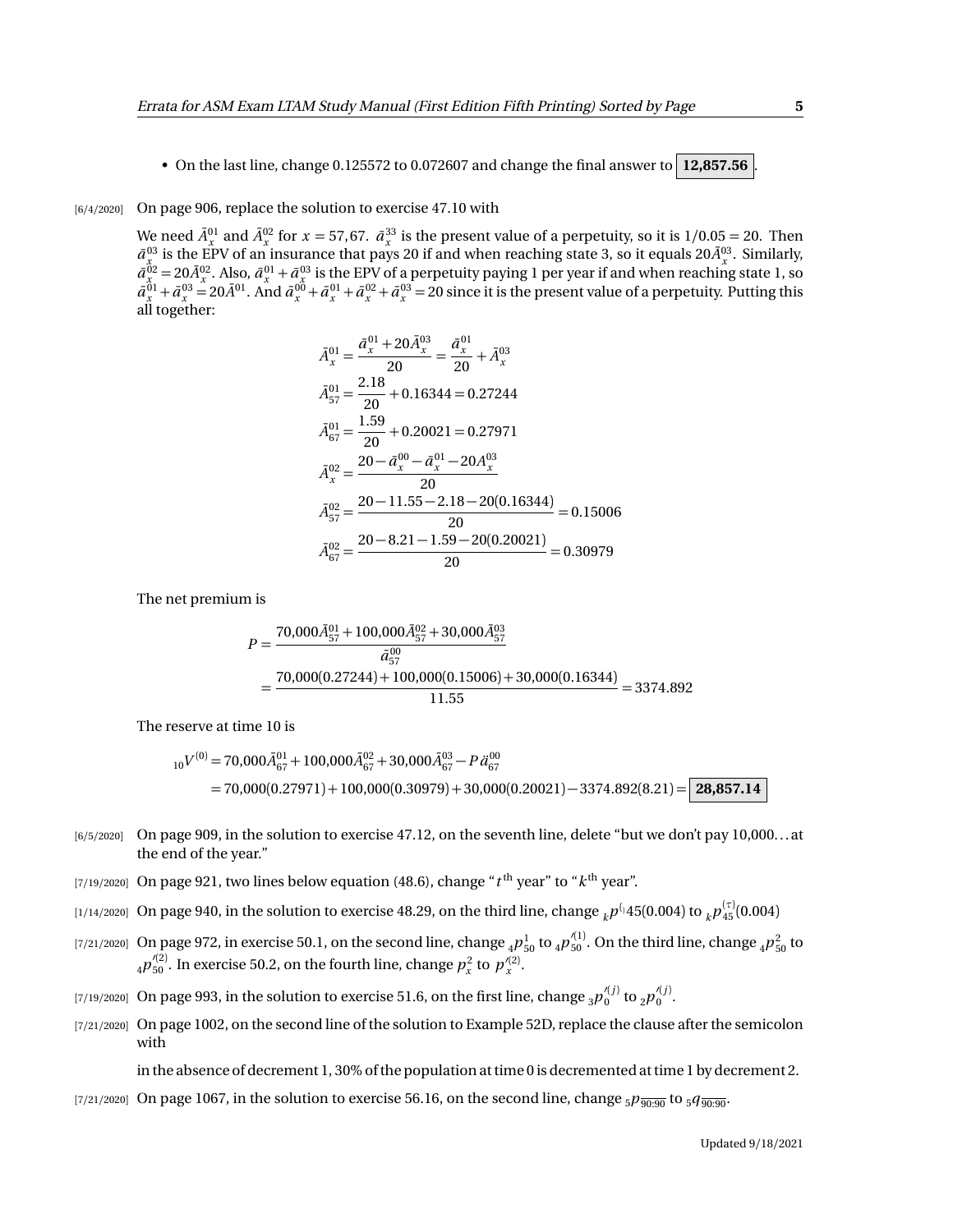- On the last line, change 0.125572 to 0.072607 and change the final answer to **12,857.56**.

[6/4/2020] On page 906, replace the solution to exercise 47.10 with

We need $\bar{A}_x^{01}$ and $\bar{A}_x^{02}$ for $x = 57, 67$. $\bar{a}_x^{33}$ is the present value of a perpetuity, so it is $1/0.05 = 20$. Then $\bar{a}_x^{03}$ is the EPV of an insurance that pays 20 if and when reaching state 3, so it equals $20\bar{A}_x^{03}$. Similarly, $\bar{a}_x^{02} = 20\bar{A}_x^{02}$. Also, $\bar{a}_x^{01} + \bar{a}_x^{03}$ is the EPV of a perpetuity paying 1 per year if and when reaching state 1, so $\bar{a}_x^{01} + \bar{a}_x^{03} = 20\bar{A}^{01}$. And $\bar{a}_x^{00} + \bar{a}_x^{01} + \bar{a}_x^{02} + \bar{a}_x^{03} = 20$ since it is the present value of a perpetuity. Putting this all together:

$$\bar{A}_x^{01} = \frac{\bar{a}_x^{01} + 20\bar{A}_x^{03}}{20} = \frac{\bar{a}_x^{01}}{20} + \bar{A}_x^{03}$$

$$\bar{A}_{57}^{01} = \frac{2.18}{20} + 0.16344 = 0.27244$$

$$\bar{A}_{67}^{01} = \frac{1.59}{20} + 0.20021 = 0.27971$$

$$\bar{A}_x^{02} = \frac{20 - \bar{a}_x^{00} - \bar{a}_x^{01} - 20A_x^{03}}{20}$$

$$\bar{A}_{57}^{02} = \frac{20 - 11.55 - 2.18 - 20(0.16344)}{20} = 0.15006$$

$$\bar{A}_{67}^{02} = \frac{20 - 8.21 - 1.59 - 20(0.20021)}{20} = 0.30979$$

The net premium is

$$P = \frac{70{,}000\bar{A}_{57}^{01} + 100{,}000\bar{A}_{57}^{02} + 30{,}000\bar{A}_{57}^{03}}{\bar{a}_{57}^{00}}$$
$$= \frac{70{,}000(0.27244) + 100{,}000(0.15006) + 30{,}000(0.16344)}{11.55} = 3374.892$$

The reserve at time 10 is

$${}_{10}V^{(0)} = 70{,}000\bar{A}_{67}^{01} + 100{,}000\bar{A}_{67}^{02} + 30{,}000\bar{A}_{67}^{03} - P\ddot{a}_{67}^{00}$$
$$= 70{,}000(0.27971) + 100{,}000(0.30979) + 30{,}000(0.20021) - 3374.892(8.21) = \boxed{28{,}857.14}$$

[6/5/2020] On page 909, in the solution to exercise 47.12, on the seventh line, delete "but we don't pay 10,000... at the end of the year."

[7/19/2020] On page 921, two lines below equation (48.6), change "$t^{\text{th}}$ year" to "$k^{\text{th}}$ year".

[1/14/2020] On page 940, in the solution to exercise 48.29, on the third line, change ${}_kp^{()}45(0.004)$ to ${}_kp_{45}^{(\tau)}(0.004)$

[7/21/2020] On page 972, in exercise 50.1, on the second line, change ${}_4p_{50}^{1}$ to ${}_4p_{50}^{\prime(1)}$. On the third line, change ${}_4p_{50}^{2}$ to ${}_4p_{50}^{\prime(2)}$. In exercise 50.2, on the fourth line, change $p_x^2$ to $p_x^{\prime(2)}$.

[7/19/2020] On page 993, in the solution to exercise 51.6, on the first line, change ${}_3p_0^{\prime(j)}$ to ${}_2p_0^{\prime(j)}$.

[7/21/2020] On page 1002, on the second line of the solution to Example 52D, replace the clause after the semicolon with

in the absence of decrement 1, 30% of the population at time 0 is decremented at time 1 by decrement 2.

[7/21/2020] On page 1067, in the solution to exercise 56.16, on the second line, change ${}_5p_{\overline{90:90}}$ to ${}_5q_{\overline{90:90}}$.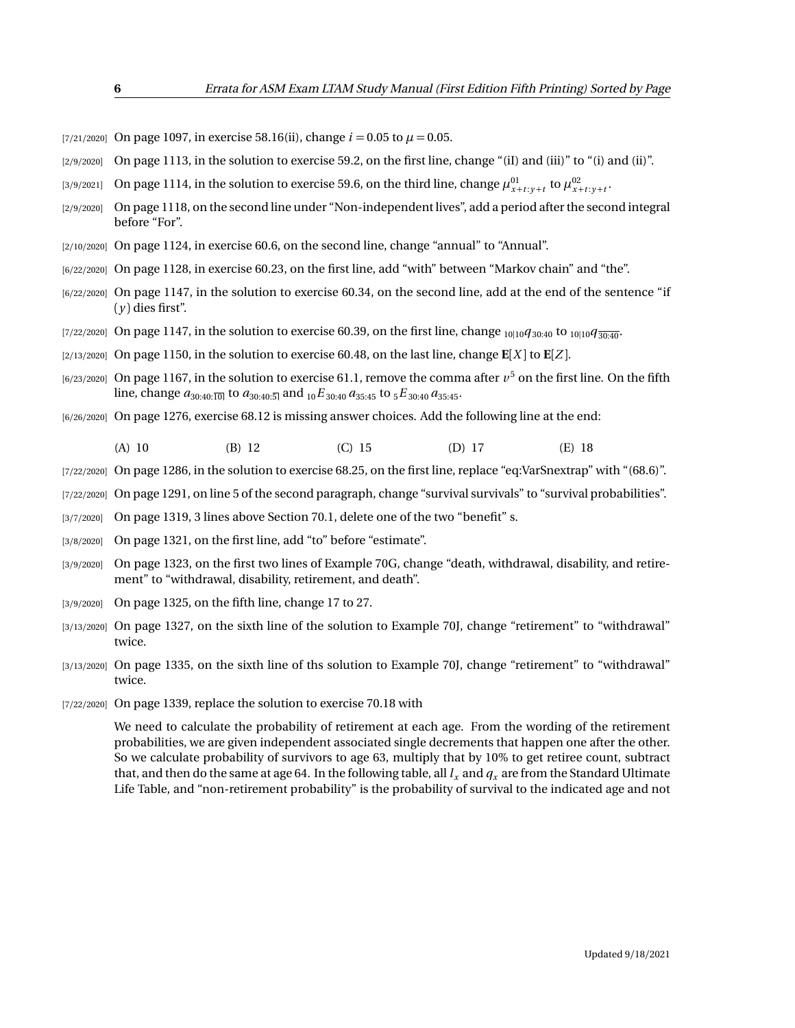[7/21/2020] On page 1097, in exercise 58.16(ii), change $i = 0.05$ to $\mu = 0.05$.

[2/9/2020] On page 1113, in the solution to exercise 59.2, on the first line, change "(iI) and (iii)" to "(i) and (ii)".

[3/9/2021] On page 1114, in the solution to exercise 59.6, on the third line, change $\mu^{01}_{x+t:y+t}$ to $\mu^{02}_{x+t:y+t}$.

[2/9/2020] On page 1118, on the second line under "Non-independent lives", add a period after the second integral before "For".

[2/10/2020] On page 1124, in exercise 60.6, on the second line, change "annual" to "Annual".

[6/22/2020] On page 1128, in exercise 60.23, on the first line, add "with" between "Markov chain" and "the".

[6/22/2020] On page 1147, in the solution to exercise 60.34, on the second line, add at the end of the sentence "if $(y)$ dies first".

[7/22/2020] On page 1147, in the solution to exercise 60.39, on the first line, change ${}_{10|10}q_{30:40}$ to ${}_{10|10}q_{\overline{30:40}}$.

[2/13/2020] On page 1150, in the solution to exercise 60.48, on the last line, change $\mathbf{E}[X]$ to $\mathbf{E}[Z]$.

[6/23/2020] On page 1167, in the solution to exercise 61.1, remove the comma after $v^5$ on the first line. On the fifth line, change $a_{30:40:\overline{10}|}$ to $a_{30:40:\overline{5}|}$ and ${}_{10}E_{30:40}\, a_{35:45}$ to ${}_{5}E_{30:40}\, a_{35:45}$.

[6/26/2020] On page 1276, exercise 68.12 is missing answer choices. Add the following line at the end:

(A) 10 (B) 12 (C) 15 (D) 17 (E) 18

[7/22/2020] On page 1286, in the solution to exercise 68.25, on the first line, replace "eq:VarSnextrap" with "(68.6)".

[7/22/2020] On page 1291, on line 5 of the second paragraph, change "survival survivals" to "survival probabilities".

[3/7/2020] On page 1319, 3 lines above Section 70.1, delete one of the two "benefit" s.

[3/8/2020] On page 1321, on the first line, add "to" before "estimate".

[3/9/2020] On page 1323, on the first two lines of Example 70G, change "death, withdrawal, disability, and retirement" to "withdrawal, disability, retirement, and death".

[3/9/2020] On page 1325, on the fifth line, change 17 to 27.

[3/13/2020] On page 1327, on the sixth line of the solution to Example 70J, change "retirement" to "withdrawal" twice.

[3/13/2020] On page 1335, on the sixth line of ths solution to Example 70J, change "retirement" to "withdrawal" twice.

[7/22/2020] On page 1339, replace the solution to exercise 70.18 with

We need to calculate the probability of retirement at each age. From the wording of the retirement probabilities, we are given independent associated single decrements that happen one after the other. So we calculate probability of survivors to age 63, multiply that by 10% to get retiree count, subtract that, and then do the same at age 64. In the following table, all $l_x$ and $q_x$ are from the Standard Ultimate Life Table, and "non-retirement probability" is the probability of survival to the indicated age and not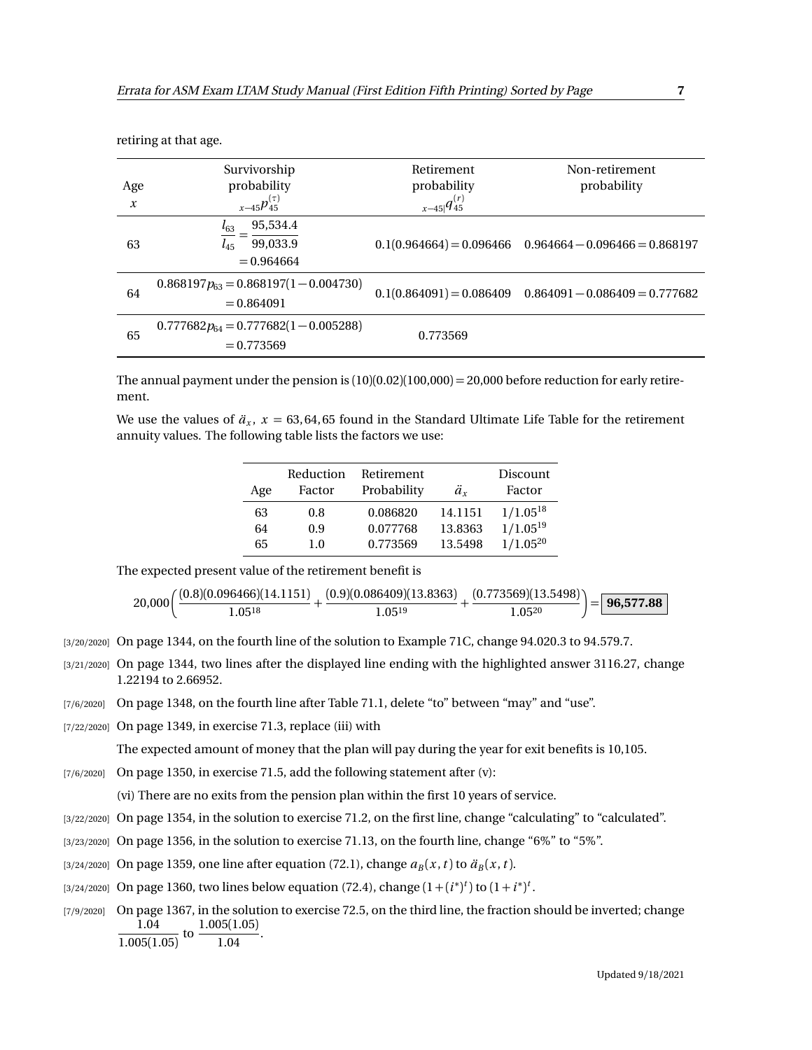retiring at that age.

| Age $x$ | Survivorship probability ${}_{x-45}p_{45}^{(\tau)}$ | Retirement probability ${}_{x-45|}q_{45}^{(r)}$ | Non-retirement probability |
|---|---|---|---|
| 63 | $\dfrac{l_{63}}{l_{45}} = \dfrac{95{,}534.4}{99{,}033.9} = 0.964664$ | $0.1(0.964664) = 0.096466$ | $0.964664 - 0.096466 = 0.868197$ |
| 64 | $0.868197 p_{63} = 0.868197(1-0.004730) = 0.864091$ | $0.1(0.864091) = 0.086409$ | $0.864091 - 0.086409 = 0.777682$ |
| 65 | $0.777682 p_{64} = 0.777682(1-0.005288) = 0.773569$ | 0.773569 | |

The annual payment under the pension is $(10)(0.02)(100{,}000) = 20{,}000$ before reduction for early retirement.

We use the values of $\ddot{a}_x$, $x = 63, 64, 65$ found in the Standard Ultimate Life Table for the retirement annuity values. The following table lists the factors we use:

| Age | Reduction Factor | Retirement Probability | $\ddot{a}_x$ | Discount Factor |
|---|---|---|---|---|
| 63 | 0.8 | 0.086820 | 14.1151 | $1/1.05^{18}$ |
| 64 | 0.9 | 0.077768 | 13.8363 | $1/1.05^{19}$ |
| 65 | 1.0 | 0.773569 | 13.5498 | $1/1.05^{20}$ |

The expected present value of the retirement benefit is

$$20{,}000\left(\frac{(0.8)(0.096466)(14.1151)}{1.05^{18}} + \frac{(0.9)(0.086409)(13.8363)}{1.05^{19}} + \frac{(0.773569)(13.5498)}{1.05^{20}}\right) = \boxed{\mathbf{96{,}577.88}}$$

- [3/20/2020] On page 1344, on the fourth line of the solution to Example 71C, change 94.020.3 to 94.579.7.
- [3/21/2020] On page 1344, two lines after the displayed line ending with the highlighted answer 3116.27, change 1.22194 to 2.66952.
- [7/6/2020] On page 1348, on the fourth line after Table 71.1, delete "to" between "may" and "use".
- [7/22/2020] On page 1349, in exercise 71.3, replace (iii) with

  The expected amount of money that the plan will pay during the year for exit benefits is 10,105.
- [7/6/2020] On page 1350, in exercise 71.5, add the following statement after (v):

  (vi) There are no exits from the pension plan within the first 10 years of service.
- [3/22/2020] On page 1354, in the solution to exercise 71.2, on the first line, change "calculating" to "calculated".
- [3/23/2020] On page 1356, in the solution to exercise 71.13, on the fourth line, change "6%" to "5%".
- [3/24/2020] On page 1359, one line after equation (72.1), change $a_B(x,t)$ to $\ddot{a}_B(x,t)$.
- [3/24/2020] On page 1360, two lines below equation (72.4), change $(1+(i^*)^t)$ to $(1+i^*)^t$.
- [7/9/2020] On page 1367, in the solution to exercise 72.5, on the third line, the fraction should be inverted; change $\dfrac{1.04}{1.005(1.05)}$ to $\dfrac{1.005(1.05)}{1.04}$.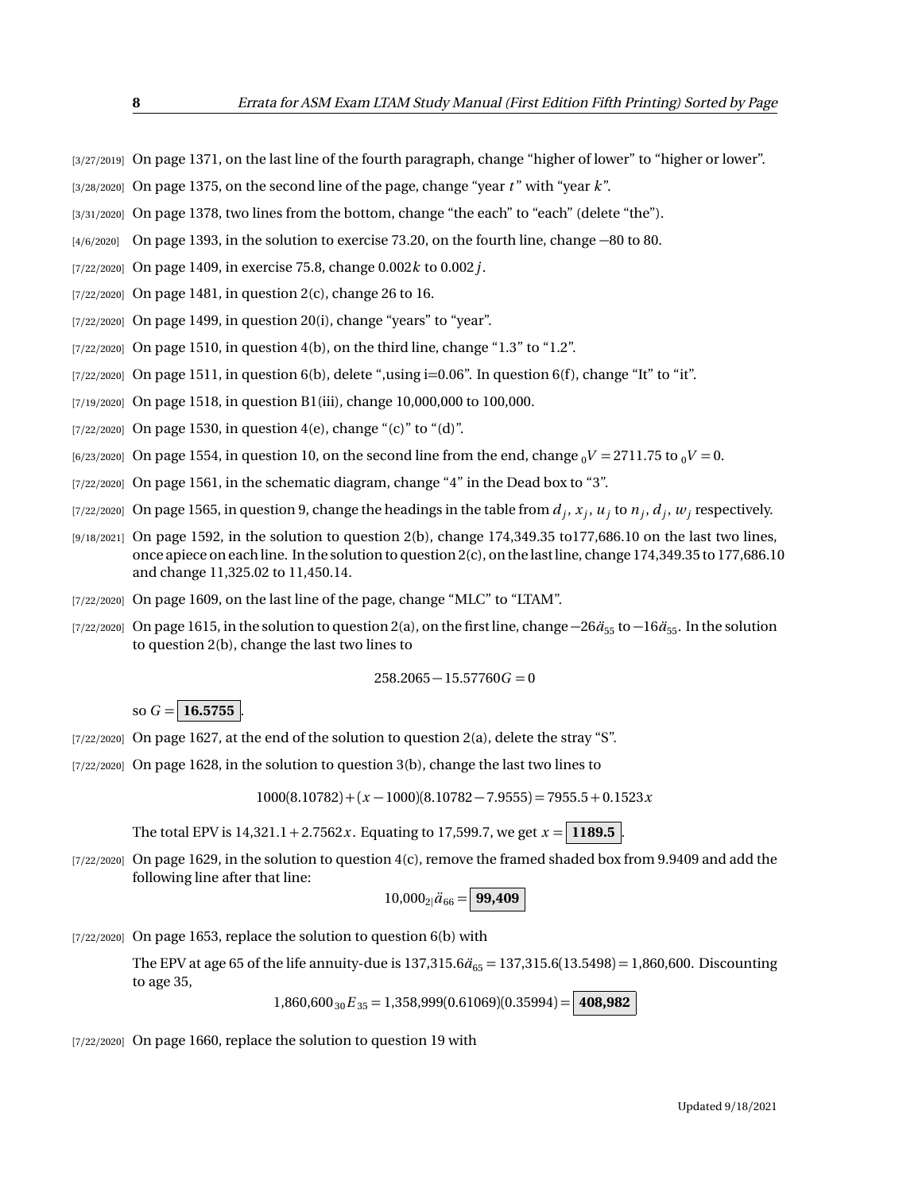[3/27/2019] On page 1371, on the last line of the fourth paragraph, change "higher of lower" to "higher or lower".

[3/28/2020] On page 1375, on the second line of the page, change "year $t$" with "year $k$".

[3/31/2020] On page 1378, two lines from the bottom, change "the each" to "each" (delete "the").

[4/6/2020] On page 1393, in the solution to exercise 73.20, on the fourth line, change −80 to 80.

[7/22/2020] On page 1409, in exercise 75.8, change $0.002k$ to $0.002j$.

[7/22/2020] On page 1481, in question 2(c), change 26 to 16.

[7/22/2020] On page 1499, in question 20(i), change "years" to "year".

[7/22/2020] On page 1510, in question 4(b), on the third line, change "1.3" to "1.2".

[7/22/2020] On page 1511, in question 6(b), delete ",using i=0.06". In question 6(f), change "It" to "it".

[7/19/2020] On page 1518, in question B1(iii), change 10,000,000 to 100,000.

[7/22/2020] On page 1530, in question 4(e), change "(c)" to "(d)".

[6/23/2020] On page 1554, in question 10, on the second line from the end, change ${}_0V = 2711.75$ to ${}_0V = 0$.

[7/22/2020] On page 1561, in the schematic diagram, change "4" in the Dead box to "3".

[7/22/2020] On page 1565, in question 9, change the headings in the table from $d_j$, $x_j$, $u_j$ to $n_j$, $d_j$, $w_j$ respectively.

[9/18/2021] On page 1592, in the solution to question 2(b), change 174,349.35 to177,686.10 on the last two lines, once apiece on each line. In the solution to question 2(c), on the last line, change 174,349.35 to 177,686.10 and change 11,325.02 to 11,450.14.

[7/22/2020] On page 1609, on the last line of the page, change "MLC" to "LTAM".

[7/22/2020] On page 1615, in the solution to question 2(a), on the first line, change $-26\ddot{a}_{55}$ to $-16\ddot{a}_{55}$. In the solution to question 2(b), change the last two lines to

$$258.2065 - 15.57760G = 0$$

so $G = \boxed{\mathbf{16.5755}}$.

[7/22/2020] On page 1627, at the end of the solution to question 2(a), delete the stray "S".

[7/22/2020] On page 1628, in the solution to question 3(b), change the last two lines to

$$1000(8.10782) + (x - 1000)(8.10782 - 7.9555) = 7955.5 + 0.1523x$$

The total EPV is $14{,}321.1 + 2.7562x$. Equating to 17,599.7, we get $x = \boxed{\mathbf{1189.5}}$.

[7/22/2020] On page 1629, in the solution to question 4(c), remove the framed shaded box from 9.9409 and add the following line after that line:

$$10{,}000\,{}_{2|}\ddot{a}_{66} = \boxed{\mathbf{99{,}409}}$$

[7/22/2020] On page 1653, replace the solution to question 6(b) with

The EPV at age 65 of the life annuity-due is $137{,}315.6\ddot{a}_{65} = 137{,}315.6(13.5498) = 1{,}860{,}600$. Discounting to age 35,

$$1{,}860{,}600\,{}_{30}E_{35} = 1{,}358{,}999(0.61069)(0.35994) = \boxed{\mathbf{408{,}982}}$$

[7/22/2020] On page 1660, replace the solution to question 19 with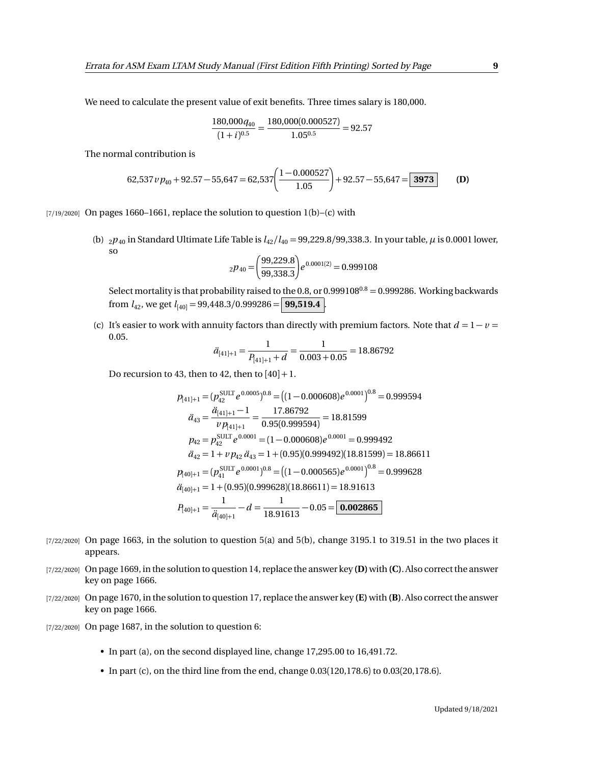We need to calculate the present value of exit benefits. Three times salary is 180,000.

$$\frac{180{,}000q_{40}}{(1+i)^{0.5}} = \frac{180{,}000(0.000527)}{1.05^{0.5}} = 92.57$$

The normal contribution is

$$62{,}537\,v\,p_{40} + 92.57 - 55{,}647 = 62{,}537\left(\frac{1-0.000527}{1.05}\right) + 92.57 - 55{,}647 = \boxed{\mathbf{3973}} \qquad \textbf{(D)}$$

[7/19/2020] On pages 1660–1661, replace the solution to question 1(b)–(c) with

(b) ${}_2p_{40}$ in Standard Ultimate Life Table is $l_{42}/l_{40} = 99{,}229.8/99{,}338.3$. In your table, $\mu$ is 0.0001 lower, so

$${}_2p_{40} = \left(\frac{99{,}229.8}{99{,}338.3}\right)e^{0.0001(2)} = 0.999108$$

Select mortality is that probability raised to the 0.8, or $0.999108^{0.8} = 0.999286$. Working backwards from $l_{42}$, we get $l_{[40]} = 99{,}448.3/0.999286 = \boxed{\mathbf{99{,}519.4}}$.

(c) It's easier to work with annuity factors than directly with premium factors. Note that $d = 1 - v = 0.05$.

$$\ddot{a}_{[41]+1} = \frac{1}{P_{[41]+1} + d} = \frac{1}{0.003 + 0.05} = 18.86792$$

Do recursion to 43, then to 42, then to $[40]+1$.

$$\begin{aligned}
p_{[41]+1} &= (p_{42}^{\text{SULT}}e^{0.0005})^{0.8} = \left((1-0.000608)e^{0.0001}\right)^{0.8} = 0.999594\\
\ddot{a}_{43} &= \frac{\ddot{a}_{[41]+1}-1}{v\,p_{[41]+1}} = \frac{17.86792}{0.95(0.999594)} = 18.81599\\
p_{42} &= p_{42}^{\text{SULT}}e^{0.0001} = (1-0.000608)e^{0.0001} = 0.999492\\
\ddot{a}_{42} &= 1 + v\,p_{42}\,\ddot{a}_{43} = 1 + (0.95)(0.999492)(18.81599) = 18.86611\\
p_{[40]+1} &= (p_{41}^{\text{SULT}}e^{0.0001})^{0.8} = \left((1-0.000565)e^{0.0001}\right)^{0.8} = 0.999628\\
\ddot{a}_{[40]+1} &= 1 + (0.95)(0.999628)(18.86611) = 18.91613\\
P_{[40]+1} &= \frac{1}{\ddot{a}_{[40]+1}} - d = \frac{1}{18.91613} - 0.05 = \boxed{\mathbf{0.002865}}
\end{aligned}$$

[7/22/2020] On page 1663, in the solution to question 5(a) and 5(b), change 3195.1 to 319.51 in the two places it appears.

[7/22/2020] On page 1669, in the solution to question 14, replace the answer key **(D)** with **(C)**. Also correct the answer key on page 1666.

[7/22/2020] On page 1670, in the solution to question 17, replace the answer key **(E)** with **(B)**. Also correct the answer key on page 1666.

[7/22/2020] On page 1687, in the solution to question 6:

- In part (a), on the second displayed line, change 17,295.00 to 16,491.72.
- In part (c), on the third line from the end, change 0.03(120,178.6) to 0.03(20,178.6).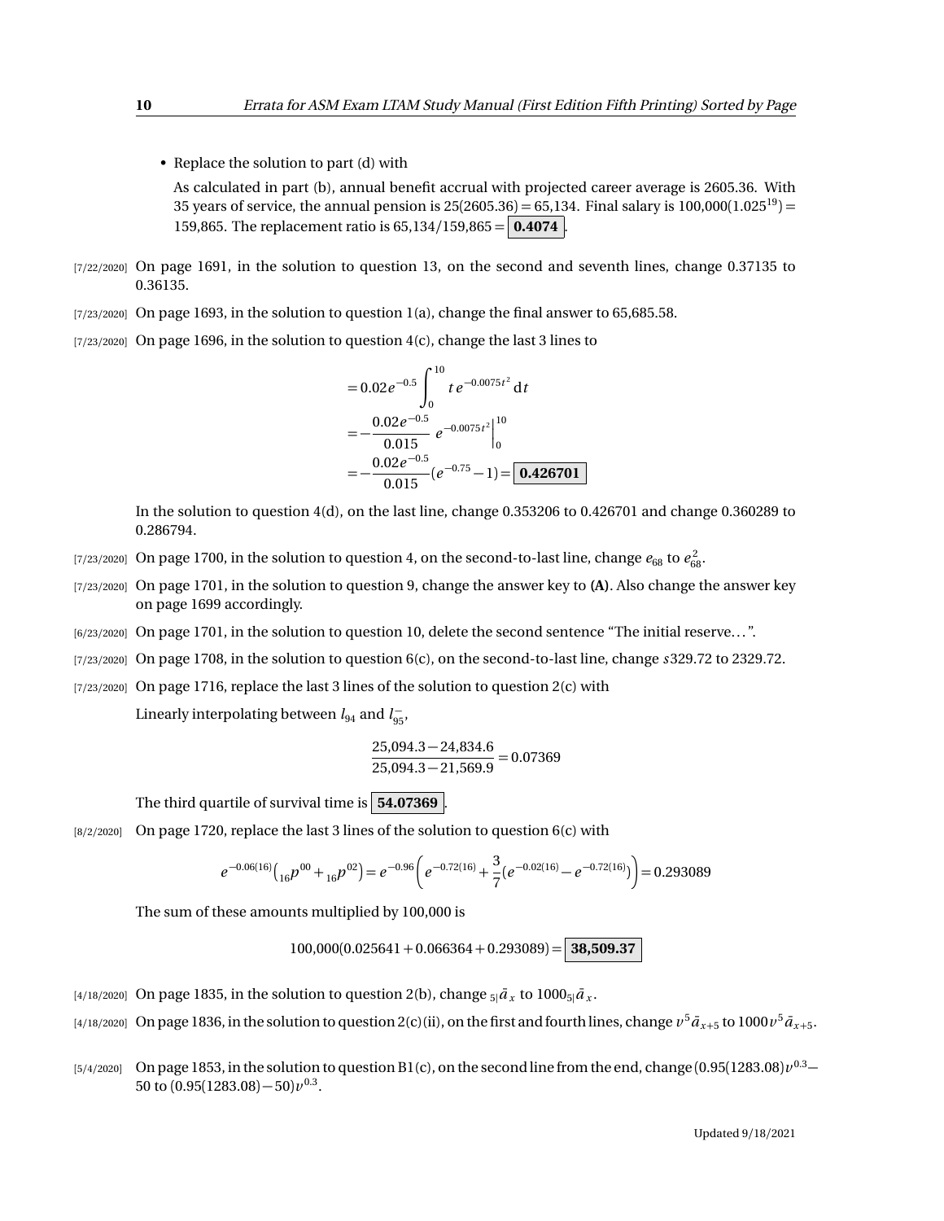- Replace the solution to part (d) with

  As calculated in part (b), annual benefit accrual with projected career average is 2605.36. With 35 years of service, the annual pension is 25(2605.36) = 65,134. Final salary is $100{,}000(1.025^{19}) =$ 159,865. The replacement ratio is 65,134/159,865 = **0.4074**.

[7/22/2020] On page 1691, in the solution to question 13, on the second and seventh lines, change 0.37135 to 0.36135.

[7/23/2020] On page 1693, in the solution to question 1(a), change the final answer to 65,685.58.

[7/23/2020] On page 1696, in the solution to question 4(c), change the last 3 lines to

$$
\begin{aligned}
&= 0.02e^{-0.5}\int_0^{10} t\,e^{-0.0075t^2}\,dt \\
&= -\frac{0.02e^{-0.5}}{0.015}\,e^{-0.0075t^2}\Big|_0^{10} \\
&= -\frac{0.02e^{-0.5}}{0.015}(e^{-0.75}-1) = \boxed{\mathbf{0.426701}}
\end{aligned}
$$

In the solution to question 4(d), on the last line, change 0.353206 to 0.426701 and change 0.360289 to 0.286794.

[7/23/2020] On page 1700, in the solution to question 4, on the second-to-last line, change $e_{68}$ to $e_{68}^2$.

[7/23/2020] On page 1701, in the solution to question 9, change the answer key to **(A)**. Also change the answer key on page 1699 accordingly.

[6/23/2020] On page 1701, in the solution to question 10, delete the second sentence "The initial reserve…".

[7/23/2020] On page 1708, in the solution to question 6(c), on the second-to-last line, change *s*329.72 to 2329.72.

[7/23/2020] On page 1716, replace the last 3 lines of the solution to question 2(c) with

Linearly interpolating between $l_{94}$ and $l_{95}^-$,

$$\frac{25{,}094.3-24{,}834.6}{25{,}094.3-21{,}569.9} = 0.07369$$

The third quartile of survival time is **54.07369**.

[8/2/2020] On page 1720, replace the last 3 lines of the solution to question 6(c) with

$$e^{-0.06(16)}\left({}_{16}p^{00}+{}_{16}p^{02}\right) = e^{-0.96}\left(e^{-0.72(16)}+\frac{3}{7}(e^{-0.02(16)}-e^{-0.72(16)})\right) = 0.293089$$

The sum of these amounts multiplied by 100,000 is

$$100{,}000(0.025641+0.066364+0.293089) = \boxed{\mathbf{38{,}509.37}}$$

[4/18/2020] On page 1835, in the solution to question 2(b), change ${}_{5|}\bar{a}_x$ to $1000\,{}_{5|}\bar{a}_x$.

[4/18/2020] On page 1836, in the solution to question 2(c)(ii), on the first and fourth lines, change $v^5\bar{a}_{x+5}$ to $1000v^5\bar{a}_{x+5}$.

[5/4/2020] On page 1853, in the solution to question B1(c), on the second line from the end, change $(0.95(1283.08)v^{0.3}-50$ to $(0.95(1283.08)-50)v^{0.3}$.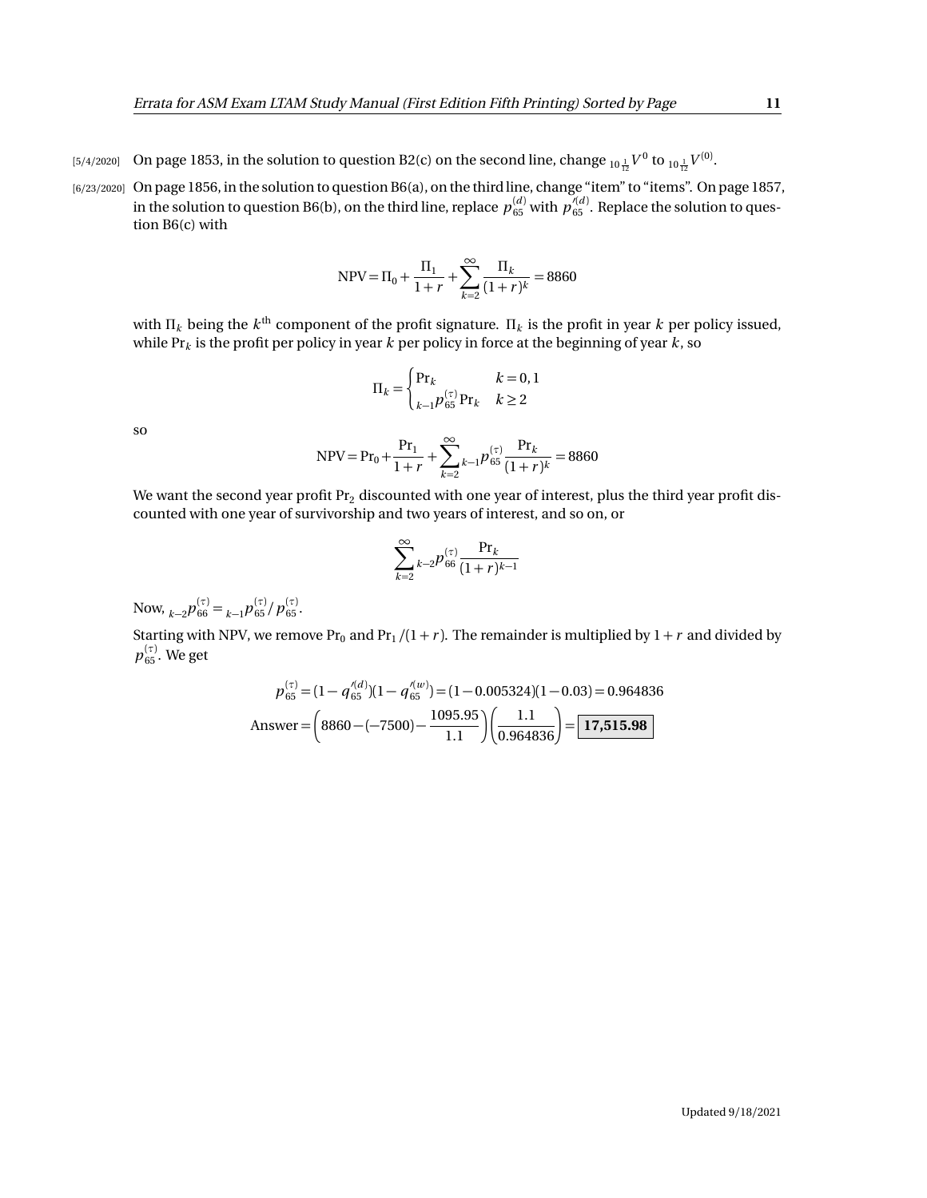[5/4/2020] On page 1853, in the solution to question B2(c) on the second line, change ${}_{10\frac{1}{12}}V^{0}$ to ${}_{10\frac{1}{12}}V^{(0)}$.

[6/23/2020] On page 1856, in the solution to question B6(a), on the third line, change "item" to "items". On page 1857, in the solution to question B6(b), on the third line, replace $p_{65}^{(d)}$ with $p_{65}^{\prime(d)}$. Replace the solution to question B6(c) with

$$\text{NPV} = \Pi_0 + \frac{\Pi_1}{1+r} + \sum_{k=2}^{\infty} \frac{\Pi_k}{(1+r)^k} = 8860$$

with $\Pi_k$ being the $k^{\text{th}}$ component of the profit signature. $\Pi_k$ is the profit in year $k$ per policy issued, while $\text{Pr}_k$ is the profit per policy in year $k$ per policy in force at the beginning of year $k$, so

$$\Pi_k = \begin{cases} \text{Pr}_k & k = 0, 1 \\ {}_{k-1}p_{65}^{(\tau)}\,\text{Pr}_k & k \geq 2 \end{cases}$$

so

$$\text{NPV} = \text{Pr}_0 + \frac{\text{Pr}_1}{1+r} + \sum_{k=2}^{\infty} {}_{k-1}p_{65}^{(\tau)} \frac{\text{Pr}_k}{(1+r)^k} = 8860$$

We want the second year profit $\text{Pr}_2$ discounted with one year of interest, plus the third year profit discounted with one year of survivorship and two years of interest, and so on, or

$$\sum_{k=2}^{\infty} {}_{k-2}p_{66}^{(\tau)} \frac{\text{Pr}_k}{(1+r)^{k-1}}$$

Now, ${}_{k-2}p_{66}^{(\tau)} = {}_{k-1}p_{65}^{(\tau)} / p_{65}^{(\tau)}$.

Starting with NPV, we remove $\text{Pr}_0$ and $\text{Pr}_1/(1+r)$. The remainder is multiplied by $1+r$ and divided by $p_{65}^{(\tau)}$. We get

$$p_{65}^{(\tau)} = (1 - q_{65}^{\prime(d)})(1 - q_{65}^{\prime(w)}) = (1 - 0.005324)(1 - 0.03) = 0.964836$$

$$\text{Answer} = \left(8860 - (-7500) - \frac{1095.95}{1.1}\right)\left(\frac{1.1}{0.964836}\right) = \boxed{\mathbf{17{,}515.98}}$$